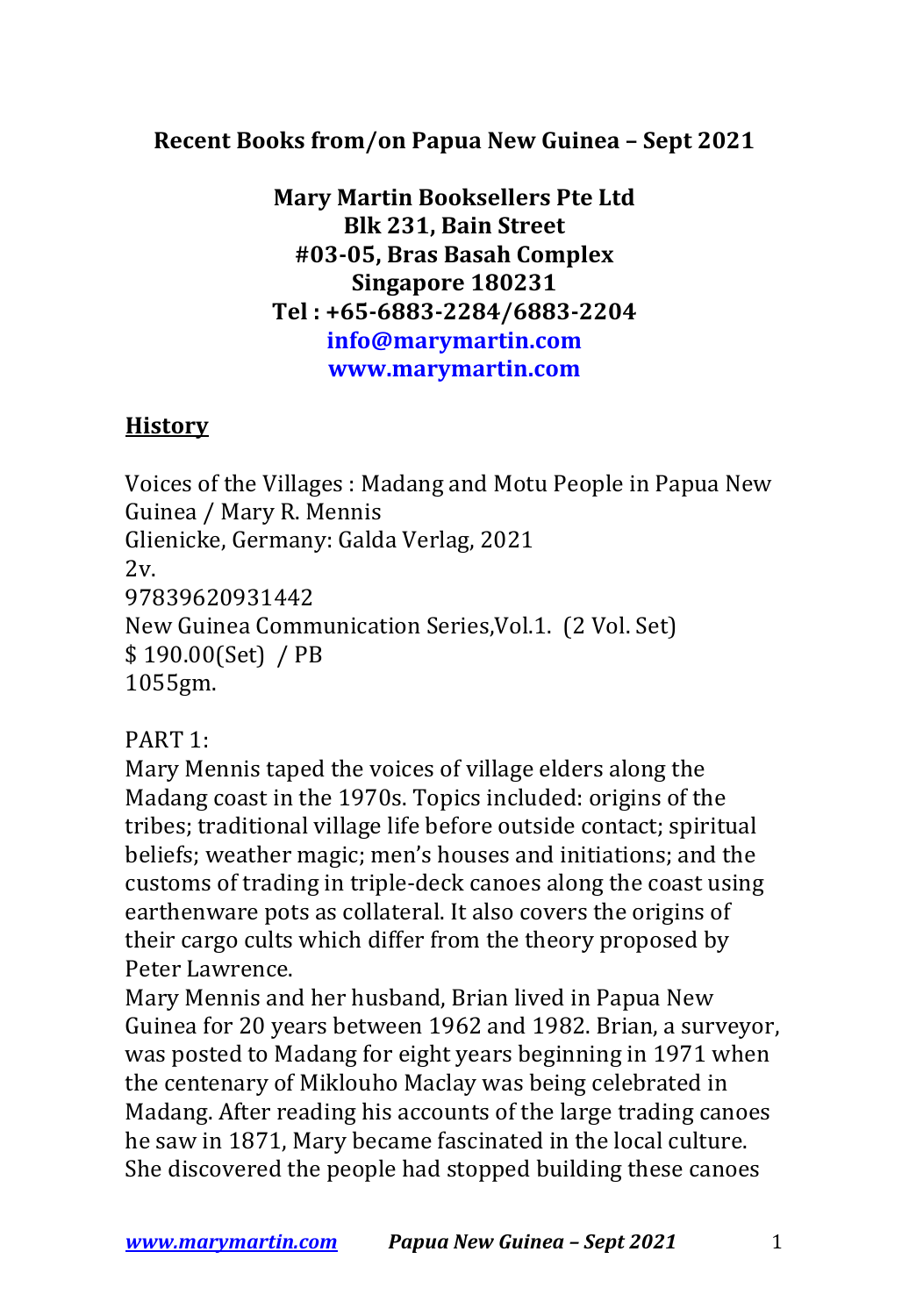**Recent Books from/on Papua New Guinea – Sept 2021**

**Mary Martin Booksellers Pte Ltd**
**Blk 231, Bain Street**
**#03-05, Bras Basah Complex**
**Singapore 180231**
**Tel : +65-6883-2284/6883-2204**
**info@marymartin.com**
**www.marymartin.com**

## History

Voices of the Villages : Madang and Motu People in Papua New Guinea / Mary R. Mennis
Glienicke, Germany: Galda Verlag, 2021
2v.
97839620931442
New Guinea Communication Series,Vol.1. (2 Vol. Set)
$ 190.00(Set) / PB
1055gm.

PART 1:
Mary Mennis taped the voices of village elders along the Madang coast in the 1970s. Topics included: origins of the tribes; traditional village life before outside contact; spiritual beliefs; weather magic; men's houses and initiations; and the customs of trading in triple-deck canoes along the coast using earthenware pots as collateral. It also covers the origins of their cargo cults which differ from the theory proposed by Peter Lawrence.
Mary Mennis and her husband, Brian lived in Papua New Guinea for 20 years between 1962 and 1982. Brian, a surveyor, was posted to Madang for eight years beginning in 1971 when the centenary of Miklouho Maclay was being celebrated in Madang. After reading his accounts of the large trading canoes he saw in 1871, Mary became fascinated in the local culture. She discovered the people had stopped building these canoes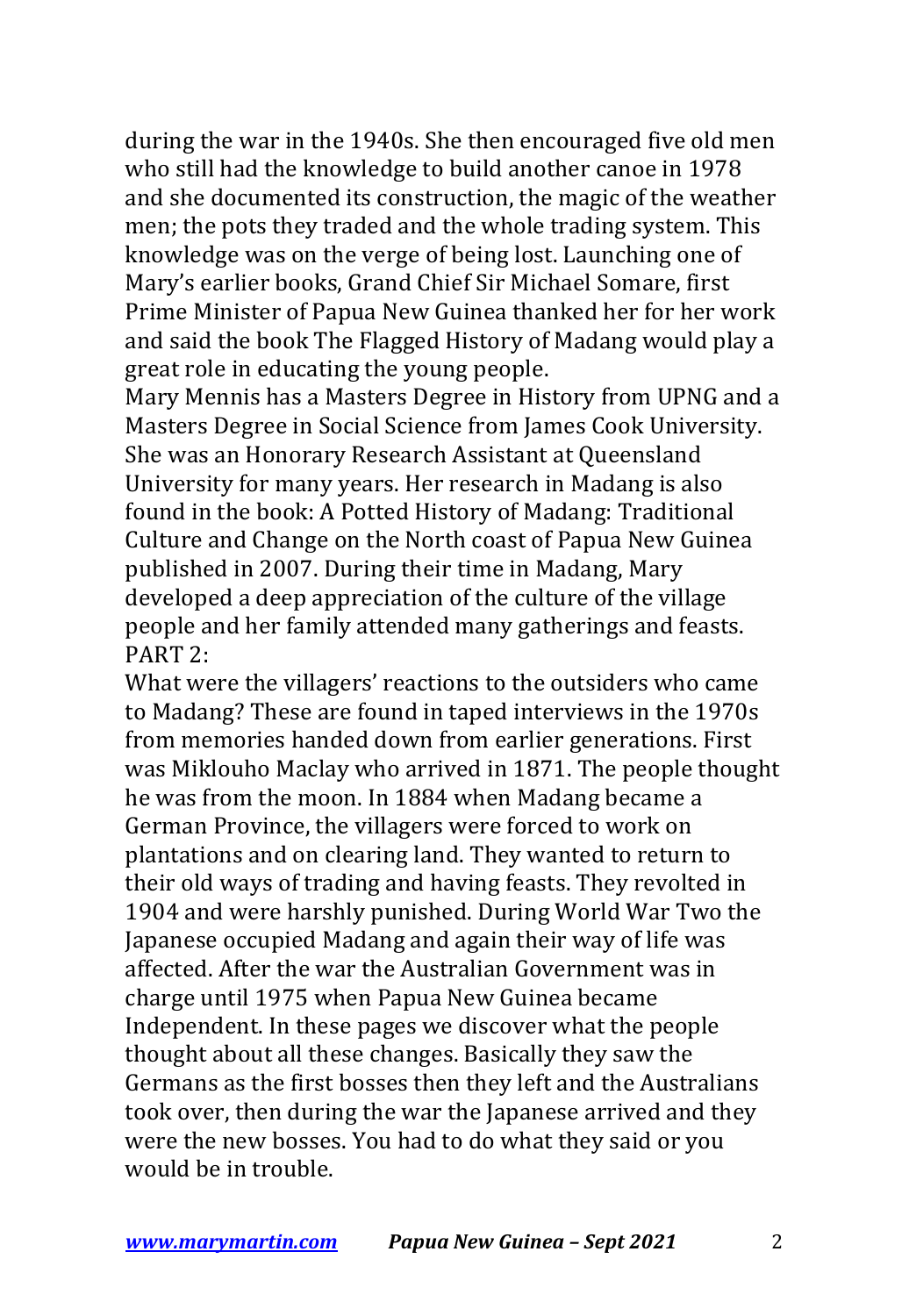during the war in the 1940s. She then encouraged five old men who still had the knowledge to build another canoe in 1978 and she documented its construction, the magic of the weather men; the pots they traded and the whole trading system. This knowledge was on the verge of being lost. Launching one of Mary's earlier books, Grand Chief Sir Michael Somare, first Prime Minister of Papua New Guinea thanked her for her work and said the book The Flagged History of Madang would play a great role in educating the young people.

Mary Mennis has a Masters Degree in History from UPNG and a Masters Degree in Social Science from James Cook University. She was an Honorary Research Assistant at Queensland University for many years. Her research in Madang is also found in the book: A Potted History of Madang: Traditional Culture and Change on the North coast of Papua New Guinea published in 2007. During their time in Madang, Mary developed a deep appreciation of the culture of the village people and her family attended many gatherings and feasts.

PART 2:

What were the villagers' reactions to the outsiders who came to Madang? These are found in taped interviews in the 1970s from memories handed down from earlier generations. First was Miklouho Maclay who arrived in 1871. The people thought he was from the moon. In 1884 when Madang became a German Province, the villagers were forced to work on plantations and on clearing land. They wanted to return to their old ways of trading and having feasts. They revolted in 1904 and were harshly punished. During World War Two the Japanese occupied Madang and again their way of life was affected. After the war the Australian Government was in charge until 1975 when Papua New Guinea became Independent. In these pages we discover what the people thought about all these changes. Basically they saw the Germans as the first bosses then they left and the Australians took over, then during the war the Japanese arrived and they were the new bosses. You had to do what they said or you would be in trouble.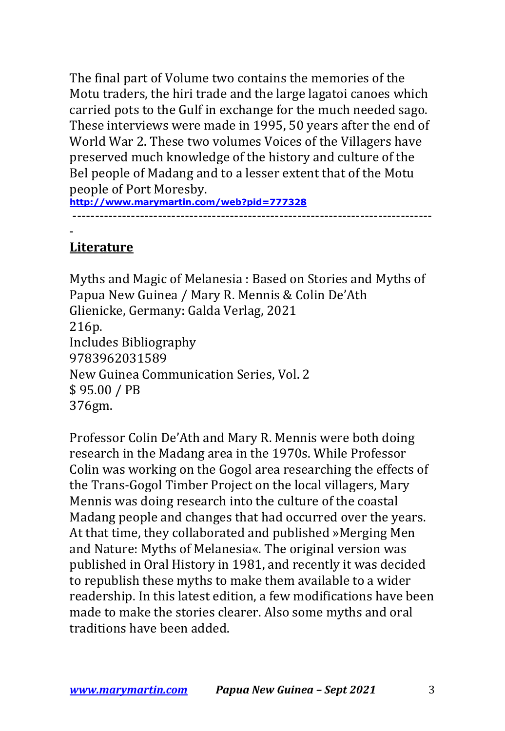The final part of Volume two contains the memories of the Motu traders, the hiri trade and the large lagatoi canoes which carried pots to the Gulf in exchange for the much needed sago. These interviews were made in 1995, 50 years after the end of World War 2. These two volumes Voices of the Villagers have preserved much knowledge of the history and culture of the Bel people of Madang and to a lesser extent that of the Motu people of Port Moresby.
**http://www.marymartin.com/web?pid=777328**

---

## Literature

Myths and Magic of Melanesia : Based on Stories and Myths of Papua New Guinea / Mary R. Mennis & Colin De'Ath
Glienicke, Germany: Galda Verlag, 2021
216p.
Includes Bibliography
9783962031589
New Guinea Communication Series, Vol. 2
$ 95.00 / PB
376gm.

Professor Colin De'Ath and Mary R. Mennis were both doing research in the Madang area in the 1970s. While Professor Colin was working on the Gogol area researching the effects of the Trans-Gogol Timber Project on the local villagers, Mary Mennis was doing research into the culture of the coastal Madang people and changes that had occurred over the years. At that time, they collaborated and published »Merging Men and Nature: Myths of Melanesia«. The original version was published in Oral History in 1981, and recently it was decided to republish these myths to make them available to a wider readership. In this latest edition, a few modifications have been made to make the stories clearer. Also some myths and oral traditions have been added.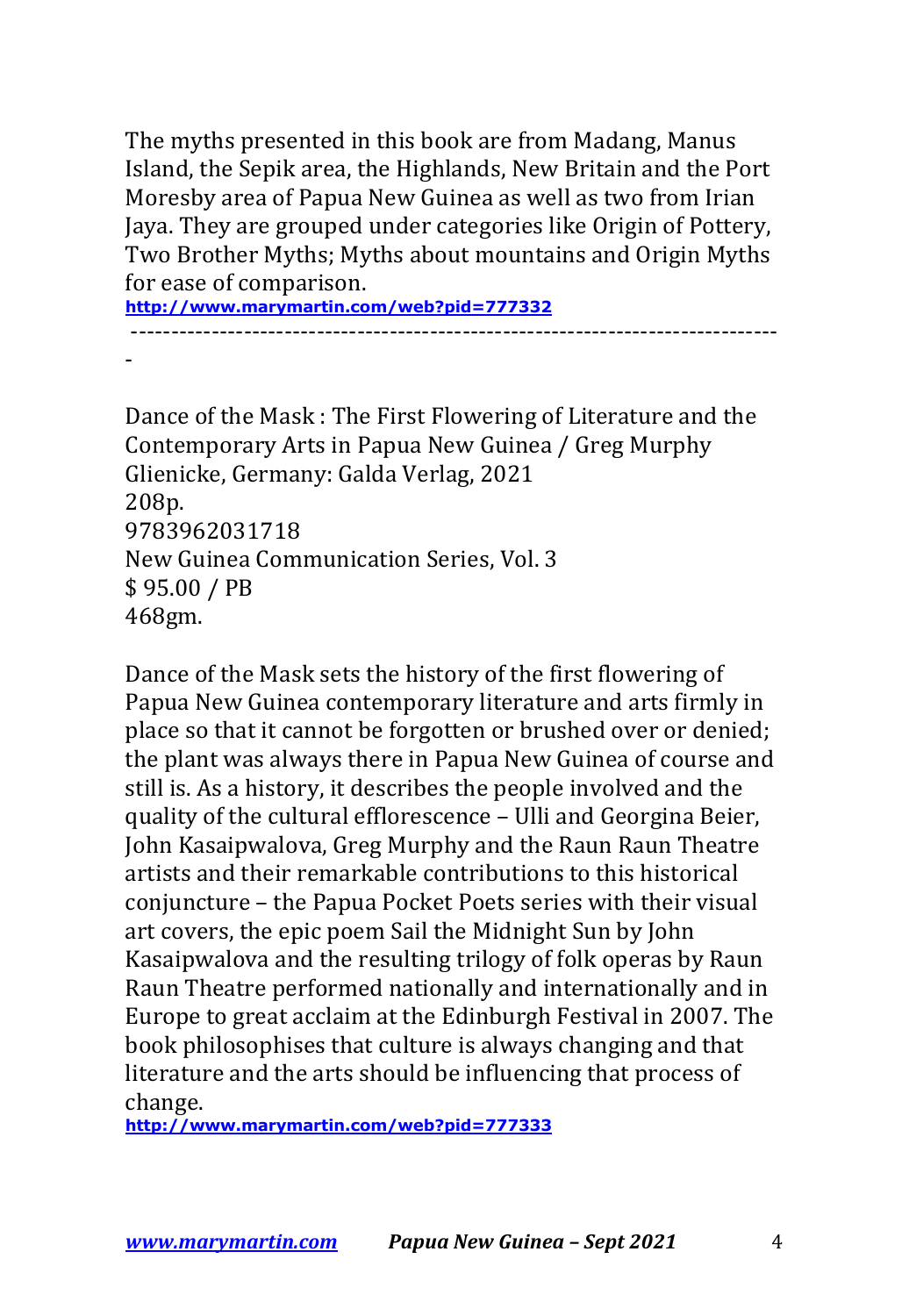The myths presented in this book are from Madang, Manus Island, the Sepik area, the Highlands, New Britain and the Port Moresby area of Papua New Guinea as well as two from Irian Jaya. They are grouped under categories like Origin of Pottery, Two Brother Myths; Myths about mountains and Origin Myths for ease of comparison.
**http://www.marymartin.com/web?pid=777332**

---

Dance of the Mask : The First Flowering of Literature and the Contemporary Arts in Papua New Guinea / Greg Murphy
Glienicke, Germany: Galda Verlag, 2021
208p.
9783962031718
New Guinea Communication Series, Vol. 3
$ 95.00 / PB
468gm.

Dance of the Mask sets the history of the first flowering of Papua New Guinea contemporary literature and arts firmly in place so that it cannot be forgotten or brushed over or denied; the plant was always there in Papua New Guinea of course and still is. As a history, it describes the people involved and the quality of the cultural efflorescence – Ulli and Georgina Beier, John Kasaipwalova, Greg Murphy and the Raun Raun Theatre artists and their remarkable contributions to this historical conjuncture – the Papua Pocket Poets series with their visual art covers, the epic poem Sail the Midnight Sun by John Kasaipwalova and the resulting trilogy of folk operas by Raun Raun Theatre performed nationally and internationally and in Europe to great acclaim at the Edinburgh Festival in 2007. The book philosophises that culture is always changing and that literature and the arts should be influencing that process of change.
**http://www.marymartin.com/web?pid=777333**